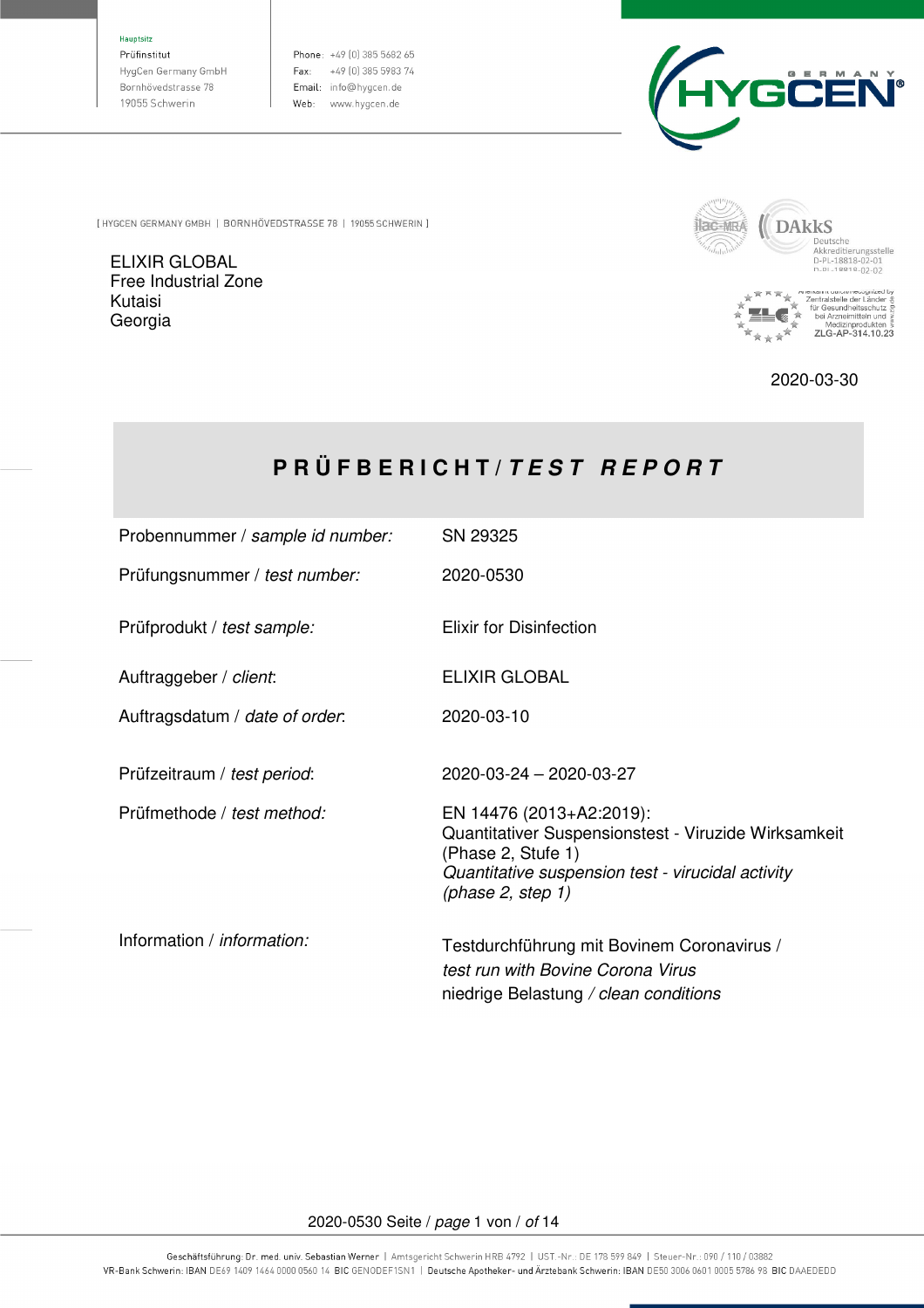Hauptsitz
Prüfinstitut
HygCen Germany GmbH
Bornhövedstrasse 78
19055 Schwerin

Phone: +49 (0) 385 5682 65
Fax: +49 (0) 385 5983 74
Email: info@hygcen.de
Web: www.hygcen.de

[ HYGCEN GERMANY GMBH | BORNHÖVEDSTRASSE 78 | 19055 SCHWERIN ]

ELIXIR GLOBAL
Free Industrial Zone
Kutaisi
Georgia

DAkkS Deutsche Akkreditierungsstelle D-PL-18818-02-01 D-PL-18818-02-02

Anerkannt durch/recognized by Zentralstelle der Länder für Gesundheitsschutz bei Arzneimitteln und Medizinprodukten ZLG-AP-314.10.23

2020-03-30

# PRÜFBERICHT / *TEST REPORT*

| | |
|---|---|
| Probennummer / *sample id number:* | SN 29325 |
| Prüfungsnummer / *test number:* | 2020-0530 |
| Prüfprodukt / *test sample:* | Elixir for Disinfection |
| Auftraggeber / *client*: | ELIXIR GLOBAL |
| Auftragsdatum / *date of order*: | 2020-03-10 |
| Prüfzeitraum / *test period*: | 2020-03-24 – 2020-03-27 |
| Prüfmethode / *test method:* | EN 14476 (2013+A2:2019): Quantitativer Suspensionstest - Viruzide Wirksamkeit (Phase 2, Stufe 1) *Quantitative suspension test - virucidal activity (phase 2, step 1)* |
| Information / *information:* | Testdurchführung mit Bovinem Coronavirus / *test run with Bovine Corona Virus* niedrige Belastung / *clean conditions* |

Geschäftsführung: Dr. med. univ. Sebastian Werner | Amtsgericht Schwerin HRB 4792 | UST.-Nr.: DE 178 599 849 | Steuer-Nr.: 090 / 110 / 03882
VR-Bank Schwerin: IBAN DE69 1409 1464 0000 0560 14 BIC GENODEF1SN1 | Deutsche Apotheker- und Ärztebank Schwerin: IBAN DE50 3006 0601 0005 5786 98 BIC DAAEDEDD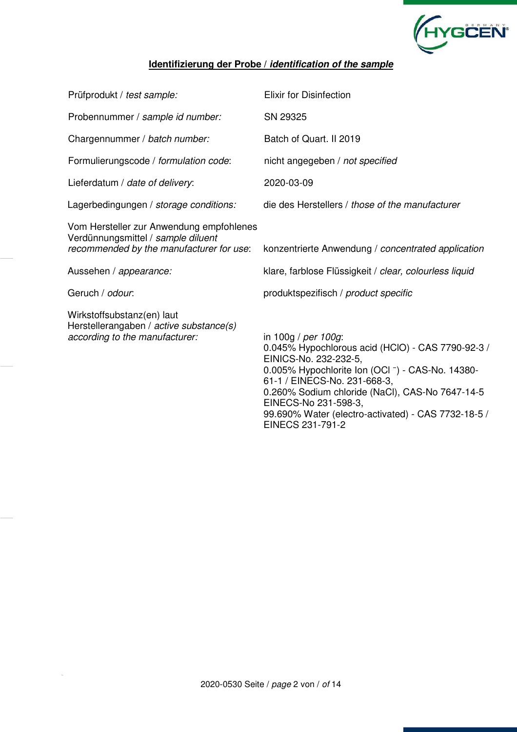## **Identifizierung der Probe / *identification of the sample***

| | |
|---|---|
| Prüfprodukt / *test sample:* | Elixir for Disinfection |
| Probennummer / *sample id number:* | SN 29325 |
| Chargennummer / *batch number:* | Batch of Quart. II 2019 |
| Formulierungscode / *formulation code*: | nicht angegeben / *not specified* |
| Lieferdatum / *date of delivery*: | 2020-03-09 |
| Lagerbedingungen / *storage conditions:* | die des Herstellers / *those of the manufacturer* |
| Vom Hersteller zur Anwendung empfohlenes Verdünnungsmittel / *sample diluent recommended by the manufacturer for use*: | konzentrierte Anwendung / *concentrated application* |
| Aussehen / *appearance:* | klare, farblose Flüssigkeit / *clear, colourless liquid* |
| Geruch / *odour*: | produktspezifisch / *product specific* |
| Wirkstoffsubstanz(en) laut Herstellerangaben / *active substance(s) according to the manufacturer:* | in 100g / *per 100g*: 0.045% Hypochlorous acid (HClO) - CAS 7790-92-3 / EINICS-No. 232-232-5, 0.005% Hypochlorite Ion ($OCl^-$) - CAS-No. 14380-61-1 / EINECS-No. 231-668-3, 0.260% Sodium chloride (NaCl), CAS-No 7647-14-5 EINECS-No 231-598-3, 99.690% Water (electro-activated) - CAS 7732-18-5 / EINECS 231-791-2 |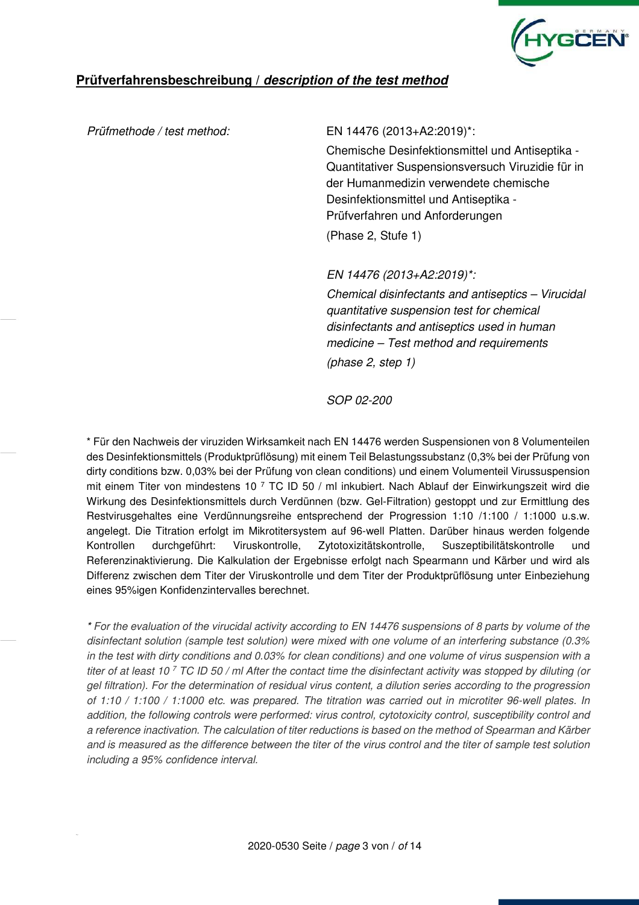## Prüfverfahrensbeschreibung / *description of the test method*

| | |
|---|---|
| *Prüfmethode / test method:* | EN 14476 (2013+A2:2019)*: Chemische Desinfektionsmittel und Antiseptika - Quantitativer Suspensionsversuch Viruzidie für in der Humanmedizin verwendete chemische Desinfektionsmittel und Antiseptika - Prüfverfahren und Anforderungen (Phase 2, Stufe 1) |
| | *EN 14476 (2013+A2:2019)*: Chemical disinfectants and antiseptics – Virucidal quantitative suspension test for chemical disinfectants and antiseptics used in human medicine – Test method and requirements (phase 2, step 1)* |
| | *SOP 02-200* |

* Für den Nachweis der viruziden Wirksamkeit nach EN 14476 werden Suspensionen von 8 Volumenteilen des Desinfektionsmittels (Produktprüflösung) mit einem Teil Belastungssubstanz (0,3% bei der Prüfung von dirty conditions bzw. 0,03% bei der Prüfung von clean conditions) und einem Volumenteil Virussuspension mit einem Titer von mindestens $10^{7}$ TC ID 50 / ml inkubiert. Nach Ablauf der Einwirkungszeit wird die Wirkung des Desinfektionsmittels durch Verdünnen (bzw. Gel-Filtration) gestoppt und zur Ermittlung des Restvirusgehaltes eine Verdünnungsreihe entsprechend der Progression 1:10 /1:100 / 1:1000 u.s.w. angelegt. Die Titration erfolgt im Mikrotitersystem auf 96-well Platten. Darüber hinaus werden folgende Kontrollen durchgeführt: Viruskontrolle, Zytotoxizitätskontrolle, Suszeptibilitätskontrolle und Referenzinaktivierung. Die Kalkulation der Ergebnisse erfolgt nach Spearmann und Kärber und wird als Differenz zwischen dem Titer der Viruskontrolle und dem Titer der Produktprüflösung unter Einbeziehung eines 95%igen Konfidenzintervalles berechnet.

*\* For the evaluation of the virucidal activity according to EN 14476 suspensions of 8 parts by volume of the disinfectant solution (sample test solution) were mixed with one volume of an interfering substance (0.3% in the test with dirty conditions and 0.03% for clean conditions) and one volume of virus suspension with a titer of at least $10^{7}$ TC ID 50 / ml After the contact time the disinfectant activity was stopped by diluting (or gel filtration). For the determination of residual virus content, a dilution series according to the progression of 1:10 / 1:100 / 1:1000 etc. was prepared. The titration was carried out in microtiter 96-well plates. In addition, the following controls were performed: virus control, cytotoxicity control, susceptibility control and a reference inactivation. The calculation of titer reductions is based on the method of Spearman and Kärber and is measured as the difference between the titer of the virus control and the titer of sample test solution including a 95% confidence interval.*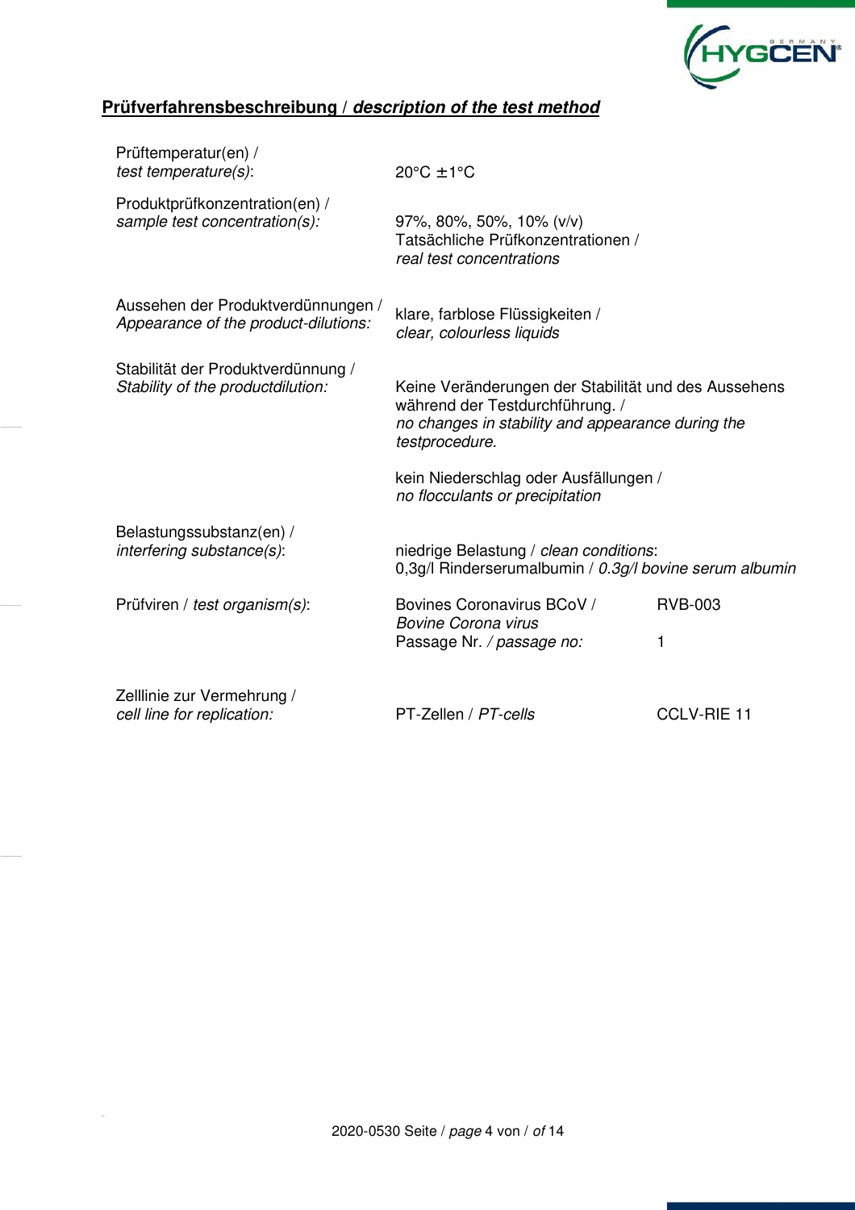## **Prüfverfahrensbeschreibung / *description of the test method***

| | | |
|---|---|---|
| Prüftemperatur(en) / *test temperature(s)*: | 20°C ±1°C | |
| Produktprüfkonzentration(en) / *sample test concentration(s):* | 97%, 80%, 50%, 10% (v/v) Tatsächliche Prüfkonzentrationen / *real test concentrations* | |
| Aussehen der Produktverdünnungen / *Appearance of the product-dilutions:* | klare, farblose Flüssigkeiten / *clear, colourless liquids* | |
| Stabilität der Produktverdünnung / *Stability of the productdilution:* | Keine Veränderungen der Stabilität und des Aussehens während der Testdurchführung. / *no changes in stability and appearance during the testprocedure.* <br><br> kein Niederschlag oder Ausfällungen / *no flocculants or precipitation* | |
| Belastungssubstanz(en) / *interfering substance(s)*: | niedrige Belastung / *clean conditions*: 0,3g/l Rinderserumalbumin / *0.3g/l bovine serum albumin* | |
| Prüfviren / *test organism(s)*: | Bovines Coronavirus BCoV / *Bovine Corona virus* | RVB-003 |
| | Passage Nr. */ passage no:* | 1 |
| Zelllinie zur Vermehrung / *cell line for replication:* | PT-Zellen / *PT-cells* | CCLV-RIE 11 |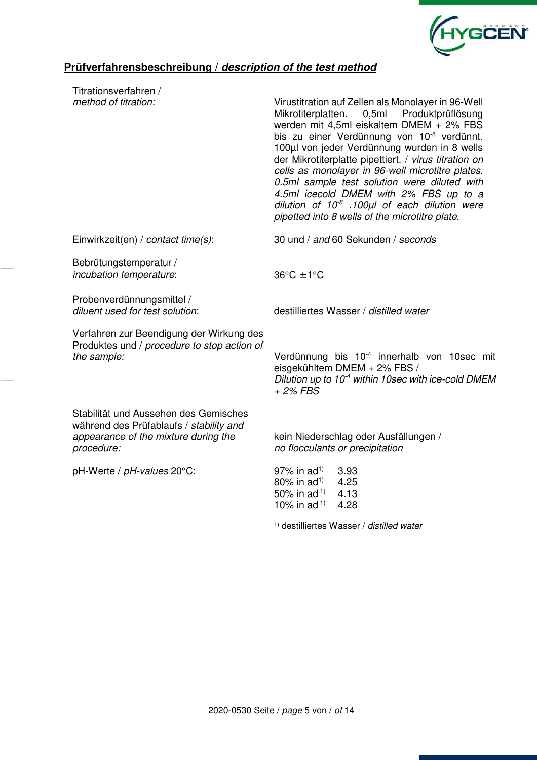## **Prüfverfahrensbeschreibung / *description of the test method***

| | |
|---|---|
| Titrationsverfahren / *method of titration:* | Virustitration auf Zellen als Monolayer in 96-Well Mikrotiterplatten. 0,5ml Produktprüflösung werden mit 4,5ml eiskaltem DMEM + 2% FBS bis zu einer Verdünnung von $10^{-8}$ verdünnt. 100µl von jeder Verdünnung wurden in 8 wells der Mikrotiterplatte pipettiert. / *virus titration on cells as monolayer in 96-well microtitre plates. 0.5ml sample test solution were diluted with 4.5ml icecold DMEM with 2% FBS up to a dilution of $10^{-8}$ .100µl of each dilution were pipetted into 8 wells of the microtitre plate.* |
| Einwirkzeit(en) / *contact time(s)*: | 30 und / *and* 60 Sekunden / *seconds* |
| Bebrütungstemperatur / *incubation temperature*: | 36°C ±1°C |
| Probenverdünnungsmittel / *diluent used for test solution*: | destilliertes Wasser / *distilled water* |
| Verfahren zur Beendigung der Wirkung des Produktes und / *procedure to stop action of the sample:* | Verdünnung bis $10^{-4}$ innerhalb von 10sec mit eisgekühltem DMEM + 2% FBS / *Dilution up to $10^{-4}$ within 10sec with ice-cold DMEM + 2% FBS* |
| Stabilität und Aussehen des Gemisches während des Prüfablaufs / *stability and appearance of the mixture during the procedure:* | kein Niederschlag oder Ausfällungen / *no flocculants or precipitation* |
| pH-Werte / *pH-values* 20°C: | 97% in ad[1] 3.93<br>80% in ad[1] 4.25<br>50% in ad[1] 4.13<br>10% in ad[1] 4.28 |

[1] destilliertes Wasser / *distilled water*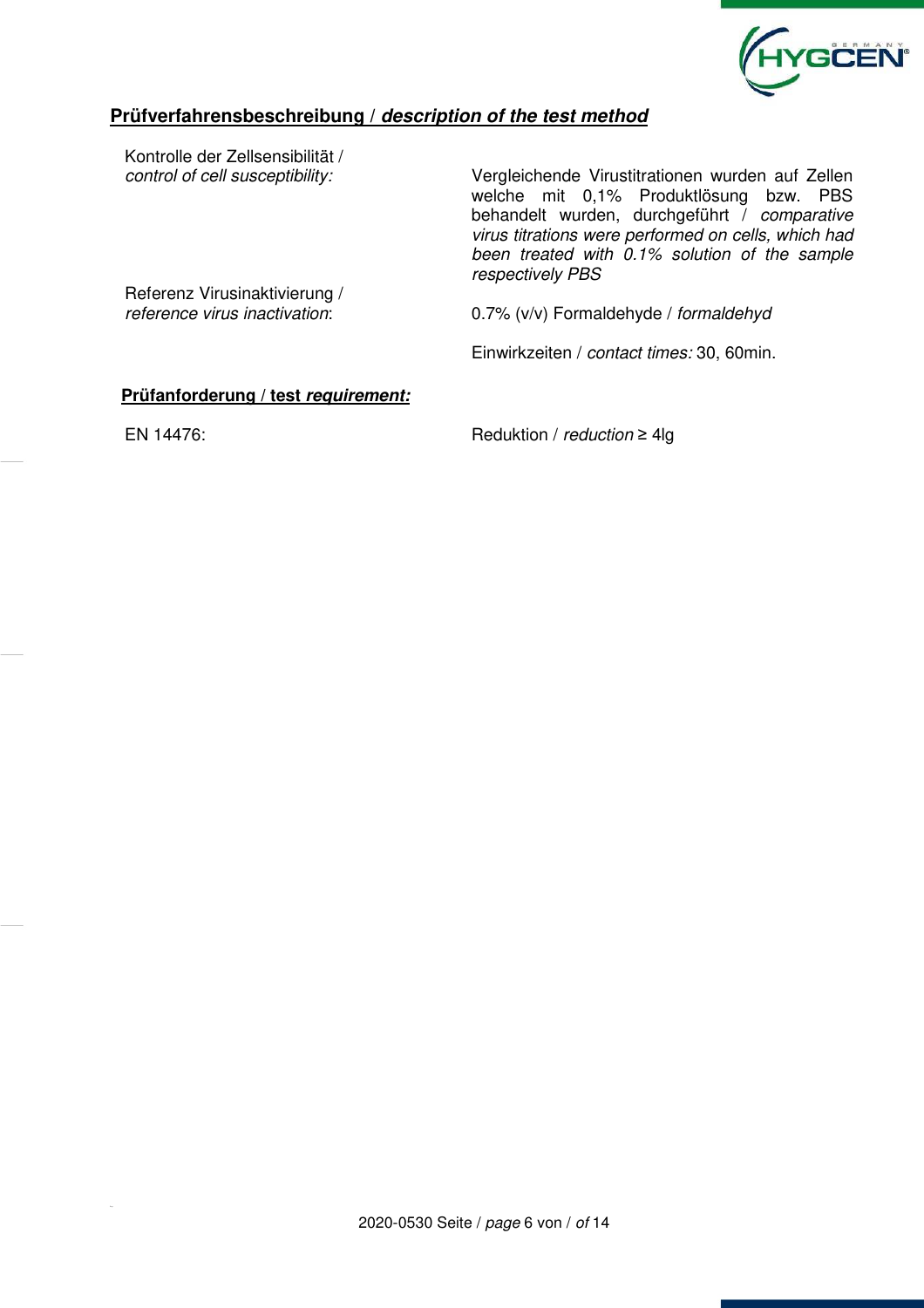## **Prüfverfahrensbeschreibung / *description of the test method***

| | |
|---|---|
| Kontrolle der Zellsensibilität / *control of cell susceptibility:* | Vergleichende Virustitrationen wurden auf Zellen welche mit 0,1% Produktlösung bzw. PBS behandelt wurden, durchgeführt / *comparative virus titrations were performed on cells, which had been treated with 0.1% solution of the sample respectively PBS* |
| Referenz Virusinaktivierung / *reference virus inactivation*: | 0.7% (v/v) Formaldehyde / *formaldehyd* |
| | Einwirkzeiten / *contact times:* 30, 60min. |

### **Prüfanforderung / test *requirement:***

| | |
|---|---|
| EN 14476: | Reduktion / *reduction* ≥ 4lg |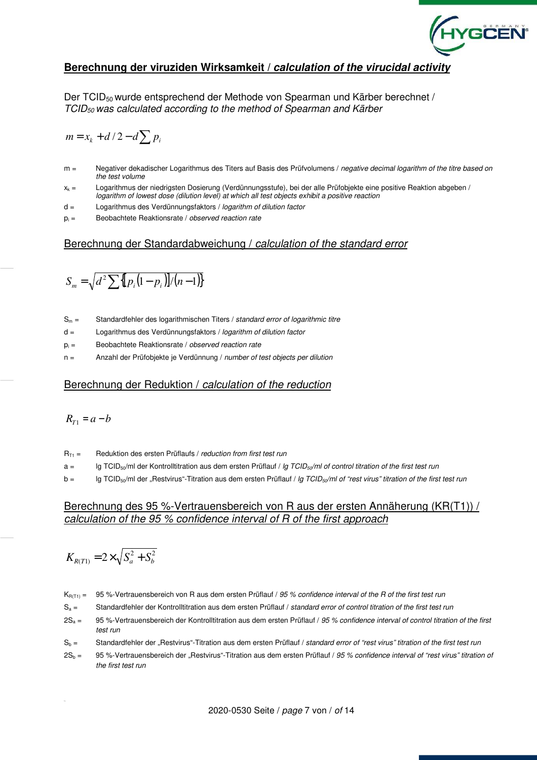## **Berechnung der viruziden Wirksamkeit / *calculation of the virucidal activity***

Der $TCID_{50}$ wurde entsprechend der Methode von Spearman und Kärber berechnet / *$TCID_{50}$ was calculated according to the method of Spearman and Kärber*

$$m = x_k + d/2 - d\sum p_i$$

- m = Negativer dekadischer Logarithmus des Titers auf Basis des Prüfvolumens / *negative decimal logarithm of the titre based on the test volume*
- $x_k$ = Logarithmus der niedrigsten Dosierung (Verdünnungsstufe), bei der alle Prüfobjekte eine positive Reaktion abgeben / *logarithm of lowest dose (dilution level) at which all test objects exhibit a positive reaction*
- d = Logarithmus des Verdünnungsfaktors / *logarithm of dilution factor*
- $p_i$ = Beobachtete Reaktionsrate / *observed reaction rate*

## Berechnung der Standardabweichung / *calculation of the standard error*

$$S_m = \sqrt{d^2 \sum \{[p_i(1-p_i)]/(n-1)\}}$$

- $S_m$ = Standardfehler des logarithmischen Titers / *standard error of logarithmic titre*
- d = Logarithmus des Verdünnungsfaktors / *logarithm of dilution factor*
- $p_i$ = Beobachtete Reaktionsrate / *observed reaction rate*
- n = Anzahl der Prüfobjekte je Verdünnung / *number of test objects per dilution*

## Berechnung der Reduktion / *calculation of the reduction*

$$R_{T1} = a - b$$

- $R_{T1}$ = Reduktion des ersten Prüflaufs / *reduction from first test run*
- a = lg $TCID_{50}$/ml der Kontrolltitration aus dem ersten Prüflauf / *lg $TCID_{50}$/ml of control titration of the first test run*
- b = lg $TCID_{50}$/ml der „Restvirus"-Titration aus dem ersten Prüflauf / *lg $TCID_{50}$/ml of "rest virus" titration of the first test run*

## Berechnung des 95 %-Vertrauensbereich von R aus der ersten Annäherung (KR(T1)) / *calculation of the 95 % confidence interval of R of the first approach*

$$K_{R(T1)} = 2 \times \sqrt{S_a^2 + S_b^2}$$

- $K_{R(T1)}$ = 95 %-Vertrauensbereich von R aus dem ersten Prüflauf / *95 % confidence interval of the R of the first test run*
- $S_a$ = Standardfehler der Kontrolltitration aus dem ersten Prüflauf / *standard error of control titration of the first test run*
- $2S_a$ = 95 %-Vertrauensbereich der Kontrolltitration aus dem ersten Prüflauf / *95 % confidence interval of control titration of the first test run*
- $S_b$ = Standardfehler der „Restvirus"-Titration aus dem ersten Prüflauf / *standard error of "rest virus" titration of the first test run*
- $2S_b$ = 95 %-Vertrauensbereich der „Restvirus"-Titration aus dem ersten Prüflauf / *95 % confidence interval of "rest virus" titration of the first test run*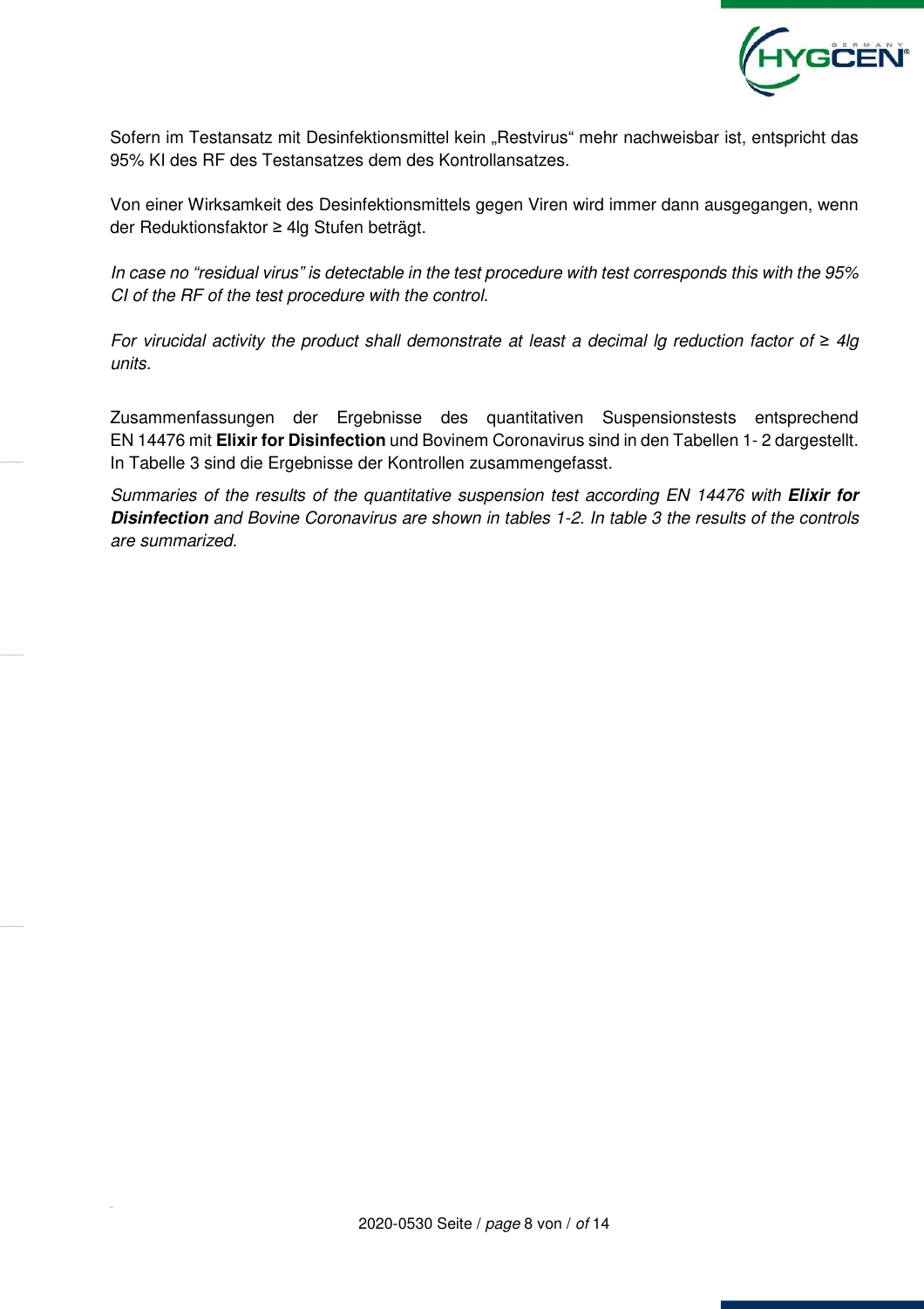Sofern im Testansatz mit Desinfektionsmittel kein „Restvirus" mehr nachweisbar ist, entspricht das 95% KI des RF des Testansatzes dem des Kontrollansatzes.

Von einer Wirksamkeit des Desinfektionsmittels gegen Viren wird immer dann ausgegangen, wenn der Reduktionsfaktor ≥ 4lg Stufen beträgt.

*In case no "residual virus" is detectable in the test procedure with test corresponds this with the 95% CI of the RF of the test procedure with the control.*

*For virucidal activity the product shall demonstrate at least a decimal lg reduction factor of ≥ 4lg units.*

Zusammenfassungen der Ergebnisse des quantitativen Suspensionstests entsprechend EN 14476 mit **Elixir for Disinfection** und Bovinem Coronavirus sind in den Tabellen 1- 2 dargestellt. In Tabelle 3 sind die Ergebnisse der Kontrollen zusammengefasst.

*Summaries of the results of the quantitative suspension test according EN 14476 with **Elixir for Disinfection** and Bovine Coronavirus are shown in tables 1-2. In table 3 the results of the controls are summarized.*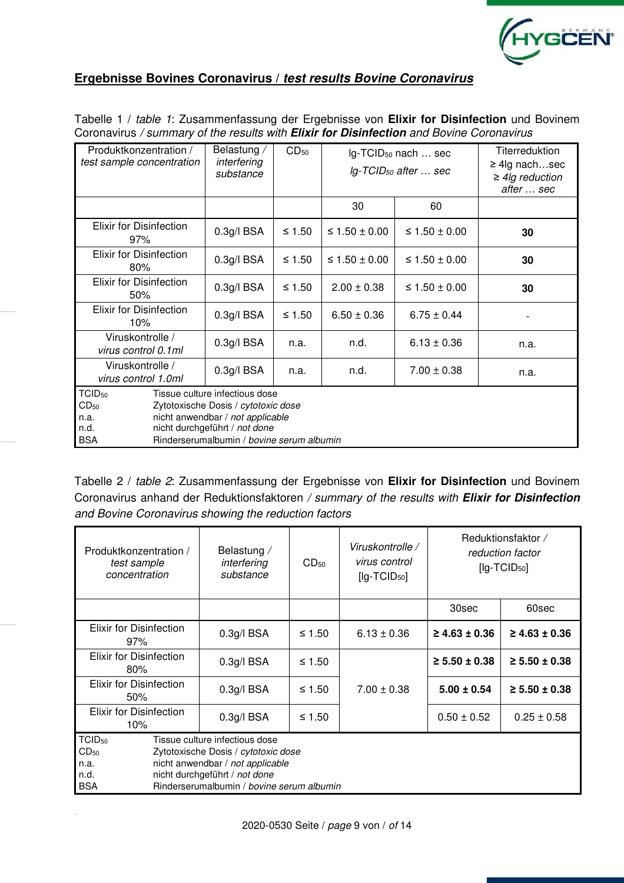## Ergebnisse Bovines Coronavirus / *test results Bovine Coronavirus*

Tabelle 1 / *table 1*: Zusammenfassung der Ergebnisse von **Elixir for Disinfection** und Bovinem Coronavirus */ summary of the results with **Elixir for Disinfection** and Bovine Coronavirus*

| Produktkonzentration / *test sample concentration* | Belastung / *interfering substance* | $CD_{50}$ | lg-$TCID_{50}$ nach … sec / *lg-$TCID_{50}$ after … sec* | | Titerreduktion ≥ 4lg nach…sec / *≥ 4lg reduction after … sec* |
|---|---|---|---|---|---|
| | | | 30 | 60 | |
| Elixir for Disinfection 97% | 0.3g/l BSA | ≤ 1.50 | ≤ 1.50 ± 0.00 | ≤ 1.50 ± 0.00 | **30** |
| Elixir for Disinfection 80% | 0.3g/l BSA | ≤ 1.50 | ≤ 1.50 ± 0.00 | ≤ 1.50 ± 0.00 | **30** |
| Elixir for Disinfection 50% | 0.3g/l BSA | ≤ 1.50 | 2.00 ± 0.38 | ≤ 1.50 ± 0.00 | **30** |
| Elixir for Disinfection 10% | 0.3g/l BSA | ≤ 1.50 | 6.50 ± 0.36 | 6.75 ± 0.44 | - |
| Viruskontrolle / *virus control 0.1ml* | 0.3g/l BSA | n.a. | n.d. | 6.13 ± 0.36 | n.a. |
| Viruskontrolle / *virus control 1.0ml* | 0.3g/l BSA | n.a. | n.d. | 7.00 ± 0.38 | n.a. |

$TCID_{50}$ Tissue culture infectious dose
$CD_{50}$ Zytotoxische Dosis / *cytotoxic dose*
n.a. nicht anwendbar / *not applicable*
n.d. nicht durchgeführt / *not done*
BSA Rinderserumalbumin / *bovine serum albumin*

Tabelle 2 / *table 2*: Zusammenfassung der Ergebnisse von **Elixir for Disinfection** und Bovinem Coronavirus anhand der Reduktionsfaktoren */ summary of the results with **Elixir for Disinfection** and Bovine Coronavirus showing the reduction factors*

| Produktkonzentration / *test sample concentration* | Belastung / *interfering substance* | $CD_{50}$ | Viruskontrolle / *virus control* [lg-$TCID_{50}$] | Reduktionsfaktor / *reduction factor* [lg-$TCID_{50}$] | |
|---|---|---|---|---|---|
| | | | | 30sec | 60sec |
| Elixir for Disinfection 97% | 0.3g/l BSA | ≤ 1.50 | 6.13 ± 0.36 | **≥ 4.63 ± 0.36** | **≥ 4.63 ± 0.36** |
| Elixir for Disinfection 80% | 0.3g/l BSA | ≤ 1.50 | 7.00 ± 0.38 | **≥ 5.50 ± 0.38** | **≥ 5.50 ± 0.38** |
| Elixir for Disinfection 50% | 0.3g/l BSA | ≤ 1.50 | | **5.00 ± 0.54** | **≥ 5.50 ± 0.38** |
| Elixir for Disinfection 10% | 0.3g/l BSA | ≤ 1.50 | | 0.50 ± 0.52 | 0.25 ± 0.58 |

$TCID_{50}$ Tissue culture infectious dose
$CD_{50}$ Zytotoxische Dosis / *cytotoxic dose*
n.a. nicht anwendbar / *not applicable*
n.d. nicht durchgeführt / *not done*
BSA Rinderserumalbumin / *bovine serum albumin*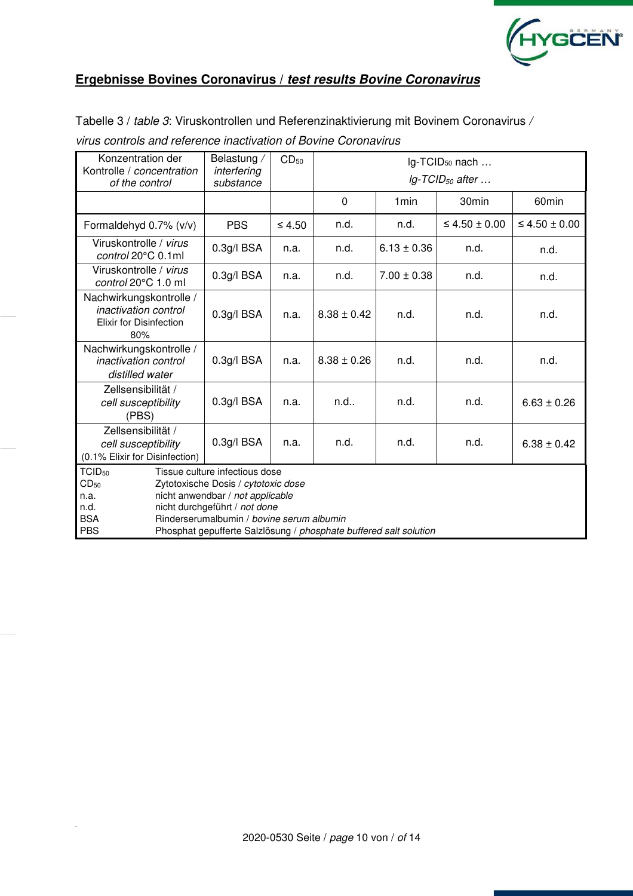## Ergebnisse Bovines Coronavirus / ***test results Bovine Coronavirus***

Tabelle 3 / *table 3*: Viruskontrollen und Referenzinaktivierung mit Bovinem Coronavirus / *virus controls and reference inactivation of Bovine Coronavirus*

| Konzentration der Kontrolle / *concentration of the control* | Belastung / *interfering substance* | $CD_{50}$ | lg-$TCID_{50}$ nach … *lg-$TCID_{50}$ after …* | | | |
|---|---|---|---|---|---|---|
| | | | 0 | 1min | 30min | 60min |
| Formaldehyd 0.7% (v/v) | PBS | ≤ 4.50 | n.d. | n.d. | ≤ 4.50 ± 0.00 | ≤ 4.50 ± 0.00 |
| Viruskontrolle / *virus control* 20°C 0.1ml | 0.3g/l BSA | n.a. | n.d. | 6.13 ± 0.36 | n.d. | n.d. |
| Viruskontrolle / *virus control* 20°C 1.0 ml | 0.3g/l BSA | n.a. | n.d. | 7.00 ± 0.38 | n.d. | n.d. |
| Nachwirkungskontrolle / *inactivation control* Elixir for Disinfection 80% | 0.3g/l BSA | n.a. | 8.38 ± 0.42 | n.d. | n.d. | n.d. |
| Nachwirkungskontrolle / *inactivation control distilled water* | 0.3g/l BSA | n.a. | 8.38 ± 0.26 | n.d. | n.d. | n.d. |
| Zellsensibilität / *cell susceptibility* (PBS) | 0.3g/l BSA | n.a. | n.d.. | n.d. | n.d. | 6.63 ± 0.26 |
| Zellsensibilität / *cell susceptibility* (0.1% Elixir for Disinfection) | 0.3g/l BSA | n.a. | n.d. | n.d. | n.d. | 6.38 ± 0.42 |

$TCID_{50}$ Tissue culture infectious dose
$CD_{50}$ Zytotoxische Dosis / *cytotoxic dose*
n.a. nicht anwendbar / *not applicable*
n.d. nicht durchgeführt / *not done*
BSA Rinderserumalbumin / *bovine serum albumin*
PBS Phosphat gepufferte Salzlösung / *phosphate buffered salt solution*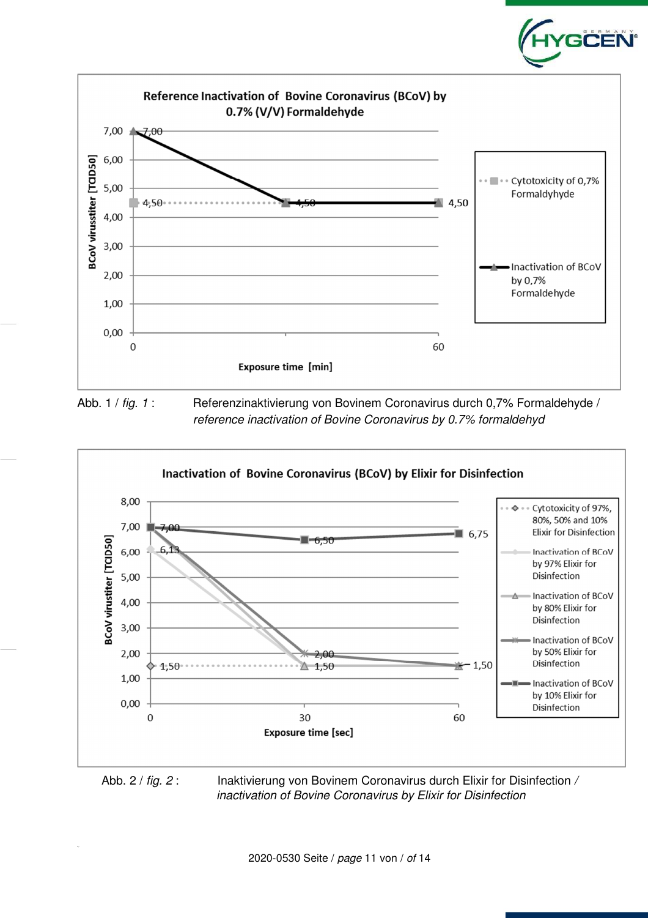Abb. 1 / *fig. 1* : Referenzinaktivierung von Bovinem Coronavirus durch 0,7% Formaldehyde / *reference inactivation of Bovine Coronavirus by 0.7% formaldehyd*

Abb. 2 / *fig. 2* : Inaktivierung von Bovinem Coronavirus durch Elixir for Disinfection / *inactivation of Bovine Coronavirus by Elixir for Disinfection*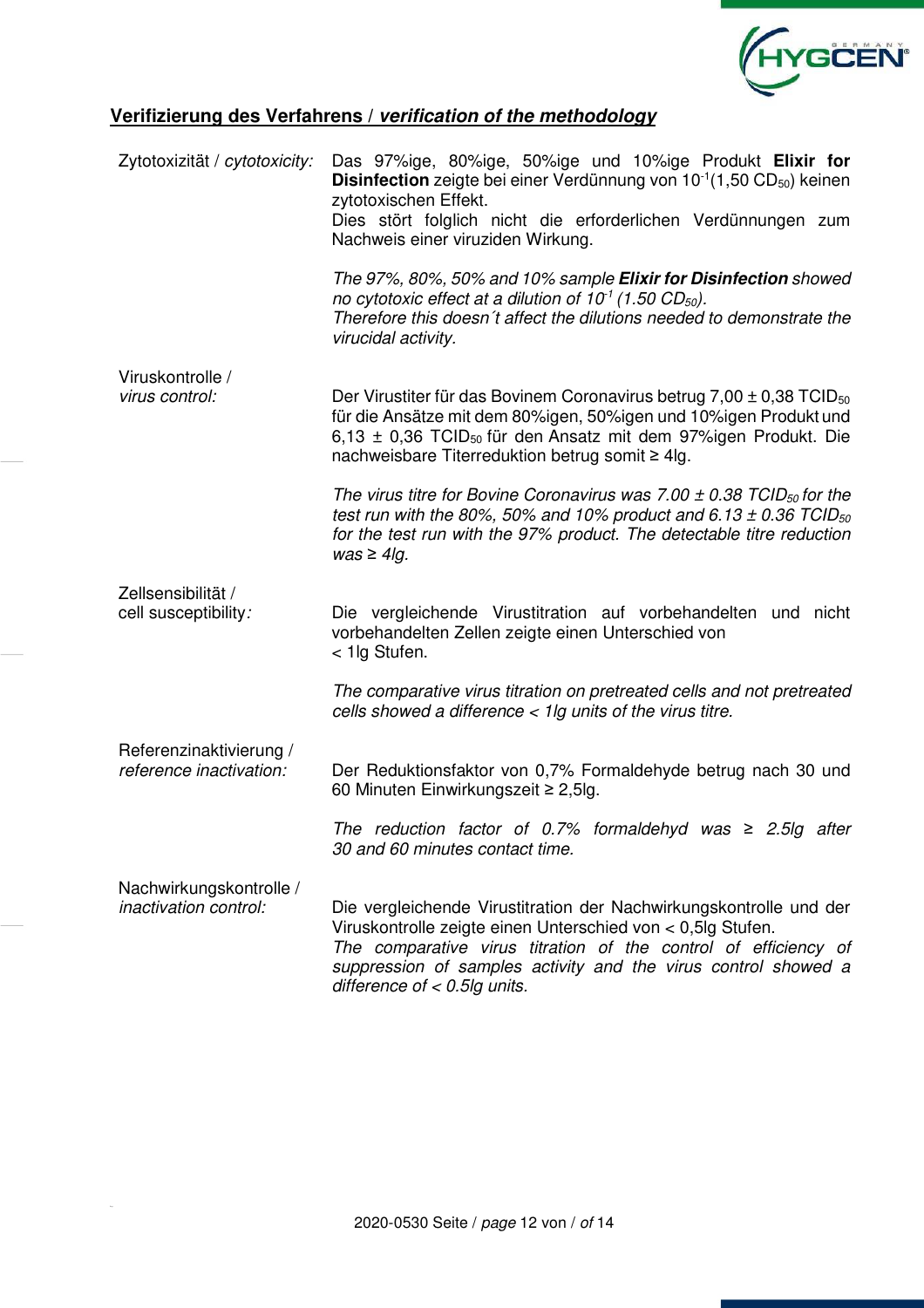## **Verifizierung des Verfahrens / *verification of the methodology***

| | |
|---|---|
| Zytotoxizität / *cytotoxicity:* | Das 97%ige, 80%ige, 50%ige und 10%ige Produkt **Elixir for Disinfection** zeigte bei einer Verdünnung von $10^{-1}$(1,50 $CD_{50}$) keinen zytotoxischen Effekt. Dies stört folglich nicht die erforderlichen Verdünnungen zum Nachweis einer viruziden Wirkung.<br><br>*The 97%, 80%, 50% and 10% sample **Elixir for Disinfection** showed no cytotoxic effect at a dilution of $10^{-1}$ (1.50 $CD_{50}$). Therefore this doesn´t affect the dilutions needed to demonstrate the virucidal activity.* |
| Viruskontrolle / *virus control:* | Der Virustiter für das Bovinem Coronavirus betrug 7,00 ± 0,38 $TCID_{50}$ für die Ansätze mit dem 80%igen, 50%igen und 10%igen Produkt und 6,13 ± 0,36 $TCID_{50}$ für den Ansatz mit dem 97%igen Produkt. Die nachweisbare Titerreduktion betrug somit ≥ 4lg.<br><br>*The virus titre for Bovine Coronavirus was 7.00 ± 0.38 $TCID_{50}$ for the test run with the 80%, 50% and 10% product and 6.13 ± 0.36 $TCID_{50}$ for the test run with the 97% product. The detectable titre reduction was ≥ 4lg.* |
| Zellsensibilität / cell susceptibility*:* | Die vergleichende Virustitration auf vorbehandelten und nicht vorbehandelten Zellen zeigte einen Unterschied von < 1lg Stufen.<br><br>*The comparative virus titration on pretreated cells and not pretreated cells showed a difference < 1lg units of the virus titre.* |
| Referenzinaktivierung / *reference inactivation:* | Der Reduktionsfaktor von 0,7% Formaldehyde betrug nach 30 und 60 Minuten Einwirkungszeit ≥ 2,5lg.<br><br>*The reduction factor of 0.7% formaldehyd was ≥ 2.5lg after 30 and 60 minutes contact time.* |
| Nachwirkungskontrolle / *inactivation control:* | Die vergleichende Virustitration der Nachwirkungskontrolle und der Viruskontrolle zeigte einen Unterschied von < 0,5lg Stufen.<br>*The comparative virus titration of the control of efficiency of suppression of samples activity and the virus control showed a difference of < 0.5lg units.* |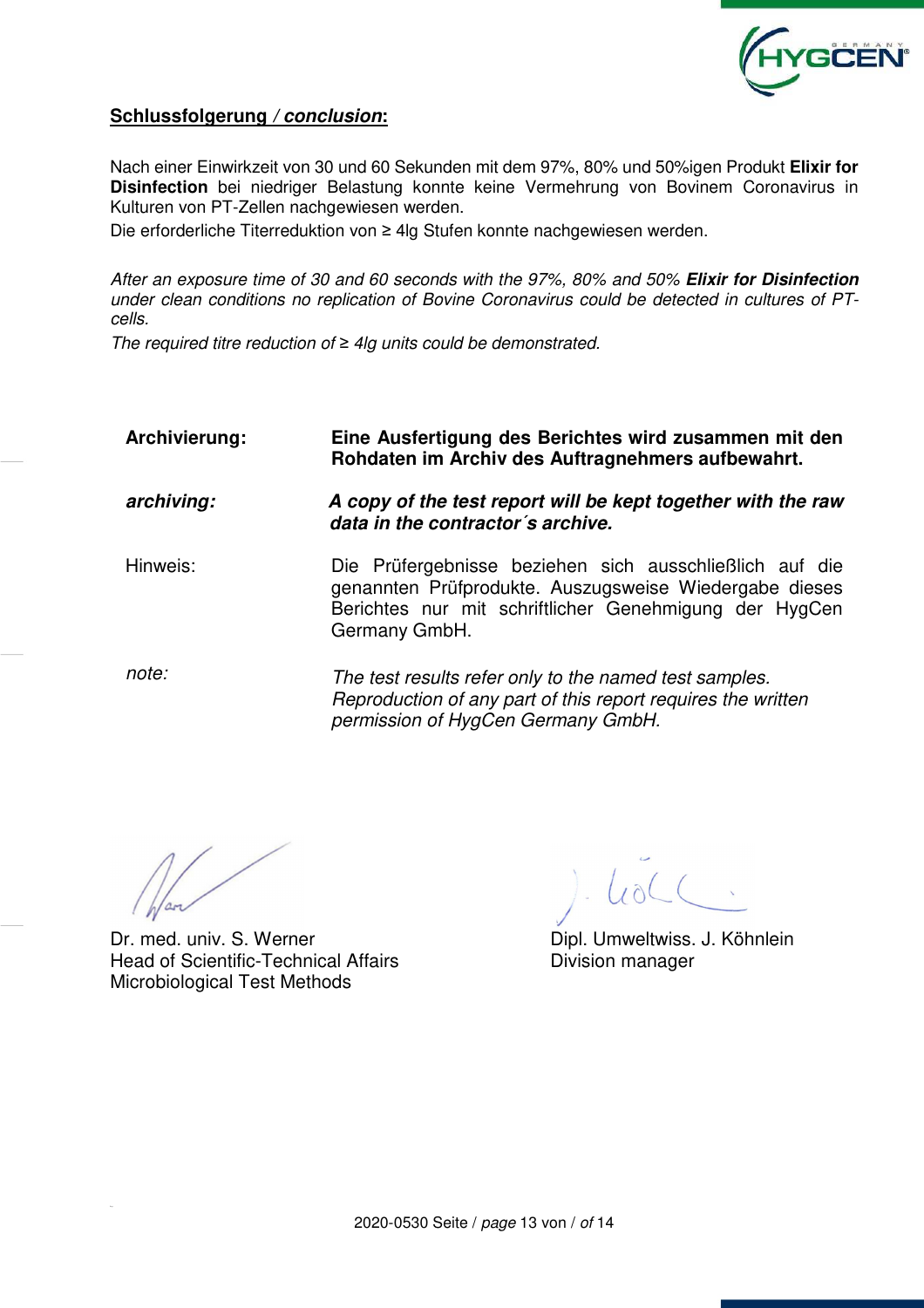**<u>Schlussfolgerung / *conclusion*:</u>**

Nach einer Einwirkzeit von 30 und 60 Sekunden mit dem 97%, 80% und 50%igen Produkt **Elixir for Disinfection** bei niedriger Belastung konnte keine Vermehrung von Bovinem Coronavirus in Kulturen von PT-Zellen nachgewiesen werden.

Die erforderliche Titerreduktion von ≥ 4lg Stufen konnte nachgewiesen werden.

*After an exposure time of 30 and 60 seconds with the 97%, 80% and 50% **Elixir for Disinfection** under clean conditions no replication of Bovine Coronavirus could be detected in cultures of PT-cells.*

*The required titre reduction of ≥ 4lg units could be demonstrated.*

**Archivierung:** **Eine Ausfertigung des Berichtes wird zusammen mit den Rohdaten im Archiv des Auftragnehmers aufbewahrt.**

***archiving:*** ***A copy of the test report will be kept together with the raw data in the contractor´s archive.***

Hinweis: Die Prüfergebnisse beziehen sich ausschließlich auf die genannten Prüfprodukte. Auszugsweise Wiedergabe dieses Berichtes nur mit schriftlicher Genehmigung der HygCen Germany GmbH.

*note:* *The test results refer only to the named test samples. Reproduction of any part of this report requires the written permission of HygCen Germany GmbH.*

Dr. med. univ. S. Werner
Head of Scientific-Technical Affairs
Microbiological Test Methods

Dipl. Umweltwiss. J. Köhnlein
Division manager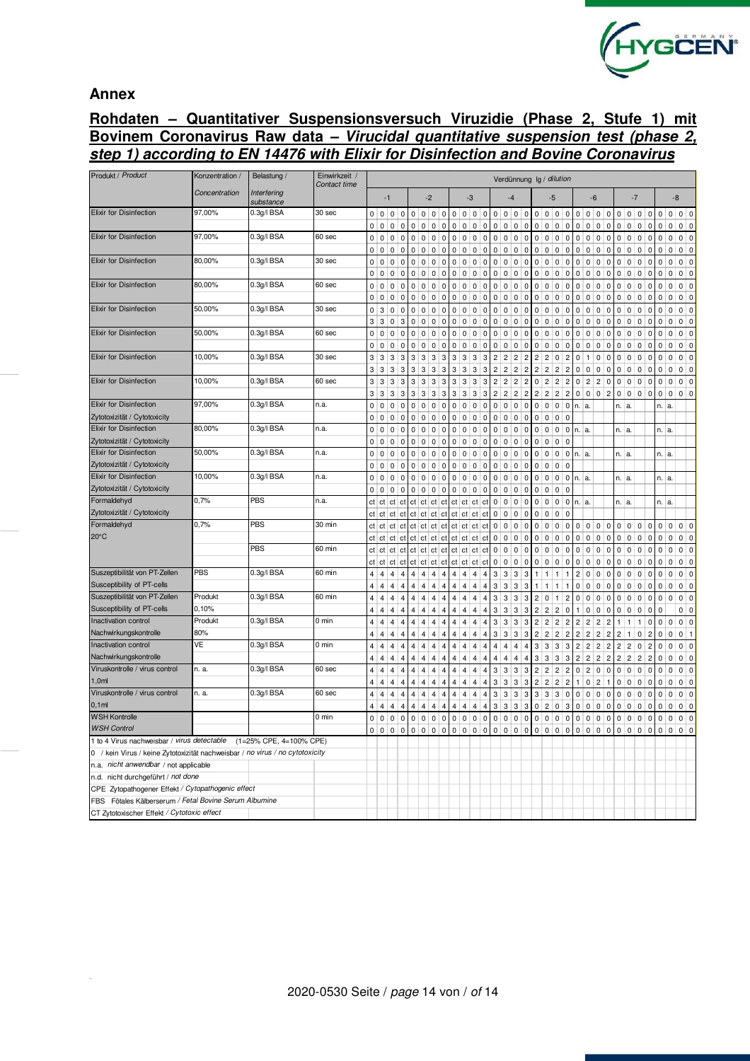## Annex

## Rohdaten – Quantitativer Suspensionsversuch Viruzidie (Phase 2, Stufe 1) mit Bovinem Coronavirus Raw data – *Virucidal quantitative suspension test (phase 2, step 1) according to EN 14476 with Elixir for Disinfection and Bovine Coronavirus*

| Produkt / *Product* | Konzentration / *Concentration* | Belastung / *Interfering substance* | Einwirkzeit / *Contact time* | Verdünnung lg / *dilution* | | | | | | | | | | | | | | | | | | | | | | | | | | | | | | | |
|---|---|---|---|---|---|---|---|---|---|---|---|---|---|---|---|---|---|---|---|---|---|---|---|---|---|---|---|---|---|---|---|---|---|---|---|
| | | | | -1 | | | | -2 | | | | -3 | | | | -4 | | | | -5 | | | | -6 | | | | -7 | | | | -8 | | | |
| Elixir for Disinfection | 97,00% | 0.3g/l BSA | 30 sec | 0 | 0 | 0 | 0 | 0 | 0 | 0 | 0 | 0 | 0 | 0 | 0 | 0 | 0 | 0 | 0 | 0 | 0 | 0 | 0 | 0 | 0 | 0 | 0 | 0 | 0 | 0 | 0 | 0 | 0 | 0 | 0 |
| | | | | 0 | 0 | 0 | 0 | 0 | 0 | 0 | 0 | 0 | 0 | 0 | 0 | 0 | 0 | 0 | 0 | 0 | 0 | 0 | 0 | 0 | 0 | 0 | 0 | 0 | 0 | 0 | 0 | 0 | 0 | 0 | 0 |
| Elixir for Disinfection | 97,00% | 0.3g/l BSA | 60 sec | 0 | 0 | 0 | 0 | 0 | 0 | 0 | 0 | 0 | 0 | 0 | 0 | 0 | 0 | 0 | 0 | 0 | 0 | 0 | 0 | 0 | 0 | 0 | 0 | 0 | 0 | 0 | 0 | 0 | 0 | 0 | 0 |
| | | | | 0 | 0 | 0 | 0 | 0 | 0 | 0 | 0 | 0 | 0 | 0 | 0 | 0 | 0 | 0 | 0 | 0 | 0 | 0 | 0 | 0 | 0 | 0 | 0 | 0 | 0 | 0 | 0 | 0 | 0 | 0 | 0 |
| Elixir for Disinfection | 80,00% | 0.3g/l BSA | 30 sec | 0 | 0 | 0 | 0 | 0 | 0 | 0 | 0 | 0 | 0 | 0 | 0 | 0 | 0 | 0 | 0 | 0 | 0 | 0 | 0 | 0 | 0 | 0 | 0 | 0 | 0 | 0 | 0 | 0 | 0 | 0 | 0 |
| | | | | 0 | 0 | 0 | 0 | 0 | 0 | 0 | 0 | 0 | 0 | 0 | 0 | 0 | 0 | 0 | 0 | 0 | 0 | 0 | 0 | 0 | 0 | 0 | 0 | 0 | 0 | 0 | 0 | 0 | 0 | 0 | 0 |
| Elixir for Disinfection | 80,00% | 0.3g/l BSA | 60 sec | 0 | 0 | 0 | 0 | 0 | 0 | 0 | 0 | 0 | 0 | 0 | 0 | 0 | 0 | 0 | 0 | 0 | 0 | 0 | 0 | 0 | 0 | 0 | 0 | 0 | 0 | 0 | 0 | 0 | 0 | 0 | 0 |
| | | | | 0 | 0 | 0 | 0 | 0 | 0 | 0 | 0 | 0 | 0 | 0 | 0 | 0 | 0 | 0 | 0 | 0 | 0 | 0 | 0 | 0 | 0 | 0 | 0 | 0 | 0 | 0 | 0 | 0 | 0 | 0 | 0 |
| Elixir for Disinfection | 50,00% | 0.3g/l BSA | 30 sec | 0 | 3 | 0 | 0 | 0 | 0 | 0 | 0 | 0 | 0 | 0 | 0 | 0 | 0 | 0 | 0 | 0 | 0 | 0 | 0 | 0 | 0 | 0 | 0 | 0 | 0 | 0 | 0 | 0 | 0 | 0 | 0 |
| | | | | 3 | 3 | 0 | 3 | 0 | 0 | 0 | 0 | 0 | 0 | 0 | 0 | 0 | 0 | 0 | 0 | 0 | 0 | 0 | 0 | 0 | 0 | 0 | 0 | 0 | 0 | 0 | 0 | 0 | 0 | 0 | 0 |
| Elixir for Disinfection | 50,00% | 0.3g/l BSA | 60 sec | 0 | 0 | 0 | 0 | 0 | 0 | 0 | 0 | 0 | 0 | 0 | 0 | 0 | 0 | 0 | 0 | 0 | 0 | 0 | 0 | 0 | 0 | 0 | 0 | 0 | 0 | 0 | 0 | 0 | 0 | 0 | 0 |
| | | | | 0 | 0 | 0 | 0 | 0 | 0 | 0 | 0 | 0 | 0 | 0 | 0 | 0 | 0 | 0 | 0 | 0 | 0 | 0 | 0 | 0 | 0 | 0 | 0 | 0 | 0 | 0 | 0 | 0 | 0 | 0 | 0 |
| Elixir for Disinfection | 10,00% | 0.3g/l BSA | 30 sec | 3 | 3 | 3 | 3 | 3 | 3 | 3 | 3 | 3 | 3 | 3 | 3 | 2 | 2 | 2 | 2 | 2 | 2 | 0 | 2 | 0 | 1 | 0 | 0 | 0 | 0 | 0 | 0 | 0 | 0 | 0 | 0 |
| | | | | 3 | 3 | 3 | 3 | 3 | 3 | 3 | 3 | 3 | 3 | 3 | 3 | 2 | 2 | 2 | 2 | 2 | 2 | 2 | 2 | 0 | 0 | 0 | 0 | 0 | 0 | 0 | 0 | 0 | 0 | 0 | 0 |
| Elixir for Disinfection | 10,00% | 0.3g/l BSA | 60 sec | 3 | 3 | 3 | 3 | 3 | 3 | 3 | 3 | 3 | 3 | 3 | 3 | 2 | 2 | 2 | 2 | 0 | 2 | 2 | 2 | 0 | 2 | 2 | 0 | 0 | 0 | 0 | 0 | 0 | 0 | 0 | 0 |
| | | | | 3 | 3 | 3 | 3 | 3 | 3 | 3 | 3 | 3 | 3 | 3 | 3 | 2 | 2 | 2 | 2 | 2 | 2 | 2 | 2 | 0 | 0 | 0 | 2 | 0 | 0 | 0 | 0 | 0 | 0 | 0 | 0 |
| Elixir for Disinfection | 97,00% | 0.3g/l BSA | n.a. | 0 | 0 | 0 | 0 | 0 | 0 | 0 | 0 | 0 | 0 | 0 | 0 | 0 | 0 | 0 | 0 | 0 | 0 | 0 | 0 | n. | a. | | | n. | a. | | | n. | a. | | |
| Zytotoxizität / Cytotoxicity | | | | 0 | 0 | 0 | 0 | 0 | 0 | 0 | 0 | 0 | 0 | 0 | 0 | 0 | 0 | 0 | 0 | 0 | 0 | 0 | 0 | | | | | | | | | | | | |
| Elixir for Disinfection | 80,00% | 0.3g/l BSA | n.a. | 0 | 0 | 0 | 0 | 0 | 0 | 0 | 0 | 0 | 0 | 0 | 0 | 0 | 0 | 0 | 0 | 0 | 0 | 0 | 0 | n. | a. | | | n. | a. | | | n. | a. | | |
| Zytotoxizität / Cytotoxicity | | | | 0 | 0 | 0 | 0 | 0 | 0 | 0 | 0 | 0 | 0 | 0 | 0 | 0 | 0 | 0 | 0 | 0 | 0 | 0 | 0 | | | | | | | | | | | | |
| Elixir for Disinfection | 50,00% | 0.3g/l BSA | n.a. | 0 | 0 | 0 | 0 | 0 | 0 | 0 | 0 | 0 | 0 | 0 | 0 | 0 | 0 | 0 | 0 | 0 | 0 | 0 | 0 | n. | a. | | | n. | a. | | | n. | a. | | |
| Zytotoxizität / Cytotoxicity | | | | 0 | 0 | 0 | 0 | 0 | 0 | 0 | 0 | 0 | 0 | 0 | 0 | 0 | 0 | 0 | 0 | 0 | 0 | 0 | 0 | | | | | | | | | | | | |
| Elixir for Disinfection | 10,00% | 0.3g/l BSA | n.a. | 0 | 0 | 0 | 0 | 0 | 0 | 0 | 0 | 0 | 0 | 0 | 0 | 0 | 0 | 0 | 0 | 0 | 0 | 0 | 0 | n. | a. | | | n. | a. | | | n. | a. | | |
| Zytotoxizität / Cytotoxicity | | | | 0 | 0 | 0 | 0 | 0 | 0 | 0 | 0 | 0 | 0 | 0 | 0 | 0 | 0 | 0 | 0 | 0 | 0 | 0 | 0 | | | | | | | | | | | | |
| Formaldehyd | 0,7% | PBS | n.a. | ct | ct | ct | ct | ct | ct | ct | ct | ct | ct | ct | ct | 0 | 0 | 0 | 0 | 0 | 0 | 0 | 0 | n. | a. | | | n. | a. | | | n. | a. | | |
| Zytotoxizität / Cytotoxicity | | | | ct | ct | ct | ct | ct | ct | ct | ct | ct | ct | ct | ct | 0 | 0 | 0 | 0 | 0 | 0 | 0 | 0 | | | | | | | | | | | | |
| Formaldehyd | 0,7% | PBS | 30 min | ct | ct | ct | ct | ct | ct | ct | ct | ct | ct | ct | ct | 0 | 0 | 0 | 0 | 0 | 0 | 0 | 0 | 0 | 0 | 0 | 0 | 0 | 0 | 0 | 0 | 0 | 0 | 0 | 0 |
| 20°C | | | | ct | ct | ct | ct | ct | ct | ct | ct | ct | ct | ct | ct | 0 | 0 | 0 | 0 | 0 | 0 | 0 | 0 | 0 | 0 | 0 | 0 | 0 | 0 | 0 | 0 | 0 | 0 | 0 | 0 |
| | | PBS | 60 min | ct | ct | ct | ct | ct | ct | ct | ct | ct | ct | ct | ct | 0 | 0 | 0 | 0 | 0 | 0 | 0 | 0 | 0 | 0 | 0 | 0 | 0 | 0 | 0 | 0 | 0 | 0 | 0 | 0 |
| | | | | ct | ct | ct | ct | ct | ct | ct | ct | ct | ct | ct | ct | 0 | 0 | 0 | 0 | 0 | 0 | 0 | 0 | 0 | 0 | 0 | 0 | 0 | 0 | 0 | 0 | 0 | 0 | 0 | 0 |
| Suszeptibilität von PT-Zellen | PBS | 0.3g/l BSA | 60 min | 4 | 4 | 4 | 4 | 4 | 4 | 4 | 4 | 4 | 4 | 4 | 4 | 3 | 3 | 3 | 3 | 1 | 1 | 1 | 1 | 2 | 0 | 0 | 0 | 0 | 0 | 0 | 0 | 0 | 0 | 0 | 0 |
| Susceptibility of PT-cells | | | | 4 | 4 | 4 | 4 | 4 | 4 | 4 | 4 | 4 | 4 | 4 | 4 | 3 | 3 | 3 | 3 | 1 | 1 | 1 | 1 | 0 | 0 | 0 | 0 | 0 | 0 | 0 | 0 | 0 | 0 | 0 | 0 |
| Suszeptibilität von PT-Zellen | Produkt | 0.3g/l BSA | 60 min | 4 | 4 | 4 | 4 | 4 | 4 | 4 | 4 | 4 | 4 | 4 | 4 | 3 | 3 | 3 | 3 | 2 | 0 | 1 | 2 | 0 | 0 | 0 | 0 | 0 | 0 | 0 | 0 | 0 | 0 | 0 | 0 |
| Susceptibility of PT-cells | 0,10% | | | 4 | 4 | 4 | 4 | 4 | 4 | 4 | 4 | 4 | 4 | 4 | 4 | 3 | 3 | 3 | 3 | 2 | 2 | 2 | 0 | 1 | 0 | 0 | 0 | 0 | 0 | 0 | 0 | 0 | | 0 | 0 |
| Inactivation control | Produkt | 0.3g/l BSA | 0 min | 4 | 4 | 4 | 4 | 4 | 4 | 4 | 4 | 4 | 4 | 4 | 4 | 3 | 3 | 3 | 3 | 2 | 2 | 2 | 2 | 2 | 2 | 2 | 2 | 1 | 1 | 1 | 0 | 0 | 0 | 0 | 0 |
| Nachwirkungskontrolle | 80% | | | 4 | 4 | 4 | 4 | 4 | 4 | 4 | 4 | 4 | 4 | 4 | 4 | 3 | 3 | 3 | 3 | 2 | 2 | 2 | 2 | 2 | 2 | 2 | 2 | 2 | 1 | 0 | 2 | 0 | 0 | 0 | 1 |
| Inactivation control | VE | 0.3g/l BSA | 0 min | 4 | 4 | 4 | 4 | 4 | 4 | 4 | 4 | 4 | 4 | 4 | 4 | 4 | 4 | 4 | 4 | 3 | 3 | 3 | 3 | 2 | 2 | 2 | 2 | 2 | 2 | 0 | 2 | 0 | 0 | 0 | 0 |
| Nachwirkungskontrolle | | | | 4 | 4 | 4 | 4 | 4 | 4 | 4 | 4 | 4 | 4 | 4 | 4 | 4 | 4 | 4 | 4 | 3 | 3 | 3 | 3 | 2 | 2 | 2 | 2 | 2 | 2 | 2 | 2 | 0 | 0 | 0 | 0 |
| Viruskontrolle / virus control | n. a. | 0.3g/l BSA | 60 sec | 4 | 4 | 4 | 4 | 4 | 4 | 4 | 4 | 4 | 4 | 4 | 4 | 3 | 3 | 3 | 3 | 2 | 2 | 2 | 2 | 0 | 2 | 0 | 0 | 0 | 0 | 0 | 0 | 0 | 0 | 0 | 0 |
| 1,0ml | | | | 4 | 4 | 4 | 4 | 4 | 4 | 4 | 4 | 4 | 4 | 4 | 4 | 3 | 3 | 3 | 3 | 2 | 2 | 2 | 2 | 1 | 0 | 2 | 1 | 0 | 0 | 0 | 0 | 0 | 0 | 0 | 0 |
| Viruskontrolle / virus control | n. a. | 0.3g/l BSA | 60 sec | 4 | 4 | 4 | 4 | 4 | 4 | 4 | 4 | 4 | 4 | 4 | 4 | 3 | 3 | 3 | 3 | 3 | 3 | 3 | 0 | 0 | 0 | 0 | 0 | 0 | 0 | 0 | 0 | 0 | 0 | 0 | 0 |
| 0,1ml | | | | 4 | 4 | 4 | 4 | 4 | 4 | 4 | 4 | 4 | 4 | 4 | 4 | 3 | 3 | 3 | 3 | 0 | 2 | 0 | 3 | 0 | 0 | 0 | 0 | 0 | 0 | 0 | 0 | 0 | 0 | 0 | 0 |
| WSH Kontrolle | | | 0 min | 0 | 0 | 0 | 0 | 0 | 0 | 0 | 0 | 0 | 0 | 0 | 0 | 0 | 0 | 0 | 0 | 0 | 0 | 0 | 0 | 0 | 0 | 0 | 0 | 0 | 0 | 0 | 0 | 0 | 0 | 0 | 0 |
| *WSH Control* | | | | 0 | 0 | 0 | 0 | 0 | 0 | 0 | 0 | 0 | 0 | 0 | 0 | 0 | 0 | 0 | 0 | 0 | 0 | 0 | 0 | 0 | 0 | 0 | 0 | 0 | 0 | 0 | 0 | 0 | 0 | 0 | 0 |

1 to 4 Virus nachweisbar / *virus detectable* (1=25% CPE, 4=100% CPE)

0 / kein Virus / keine Zytotoxizität nachweisbar / *no virus / no cytotoxicity*

n.a. *nicht anwendbar* / not applicable

n.d. nicht durchgeführt / *not done*

CPE Zytopathogener Effekt / *Cytopathogenic effect*

FBS Fötales Kälberserum / *Fetal Bovine Serum Albumine*

CT Zytotoxischer Effekt / *Cytotoxic effect*